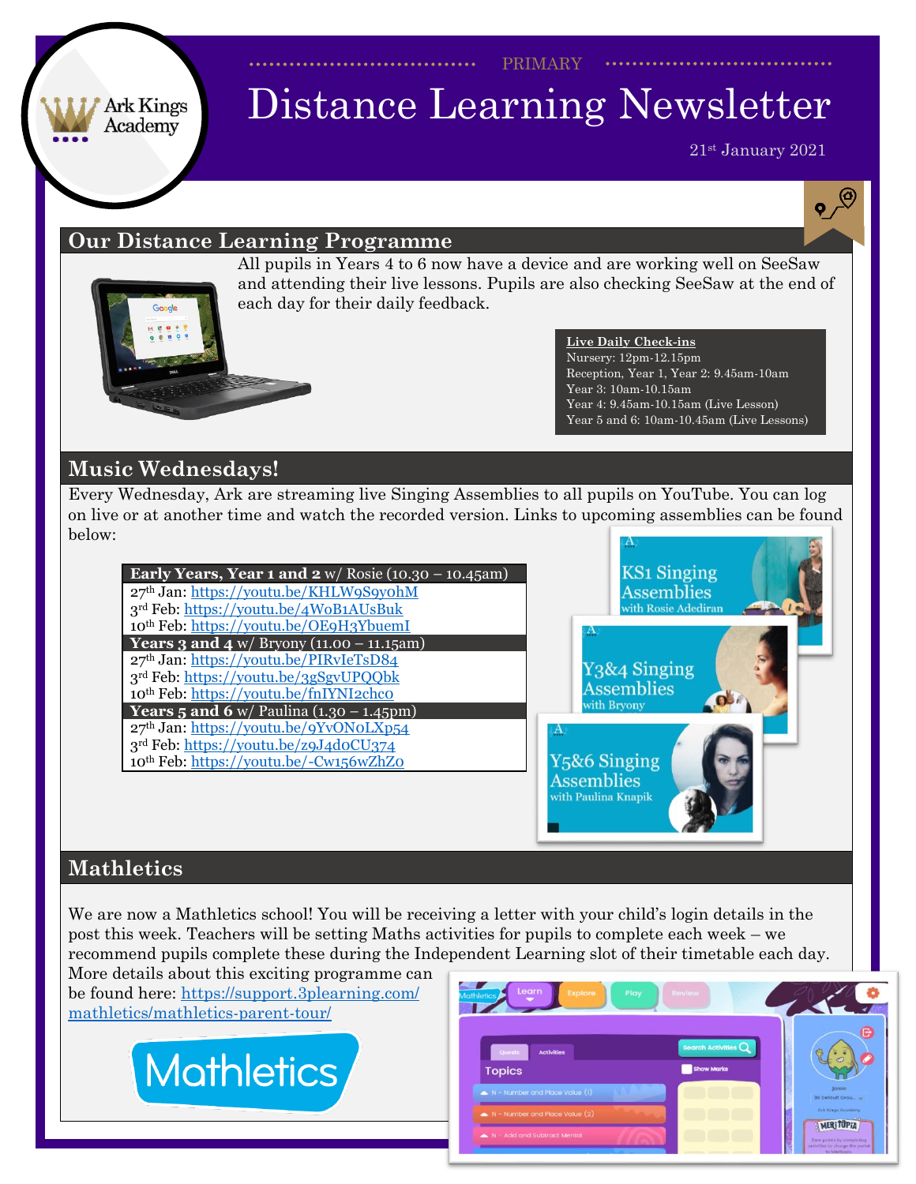PRIMARY

# Distance Learning Newsletter

21st January 2021

## Our Distance Learning Programme

All pupils in Years 4 to 6 now have a device and are working well on SeeSaw and attending their live lessons. Pupils are also checking SeeSaw at the end of each day for their daily feedback.

**Live Daily Check-ins**
Nursery: 12pm-12.15pm
Reception, Year 1, Year 2: 9.45am-10am
Year 3: 10am-10.15am
Year 4: 9.45am-10.15am (Live Lesson)
Year 5 and 6: 10am-10.45am (Live Lessons)

## Music Wednesdays!

Every Wednesday, Ark are streaming live Singing Assemblies to all pupils on YouTube. You can log on live or at another time and watch the recorded version. Links to upcoming assemblies can be found below:

| **Early Years, Year 1 and 2** w/ Rosie (10.30 – 10.45am) |
|---|
| 27th Jan: https://youtu.be/KHLW9S9y0hM |
| 3rd Feb: https://youtu.be/4WoB1AUsBuk |
| 10th Feb: https://youtu.be/OE9H3YbuemI |
| **Years 3 and 4** w/ Bryony (11.00 – 11.15am) |
| 27th Jan: https://youtu.be/PIRvIeTsD84 |
| 3rd Feb: https://youtu.be/3gSgvUPQQbk |
| 10th Feb: https://youtu.be/fnIYNI2chco |
| **Years 5 and 6** w/ Paulina (1.30 – 1.45pm) |
| 27th Jan: https://youtu.be/9YvONoLXp54 |
| 3rd Feb: https://youtu.be/z9J4d0CU374 |
| 10th Feb: https://youtu.be/-Cw156wZhZ0 |

## Mathletics

We are now a Mathletics school! You will be receiving a letter with your child's login details in the post this week. Teachers will be setting Maths activities for pupils to complete each week – we recommend pupils complete these during the Independent Learning slot of their timetable each day. More details about this exciting programme can be found here: https://support.3plearning.com/mathletics/mathletics-parent-tour/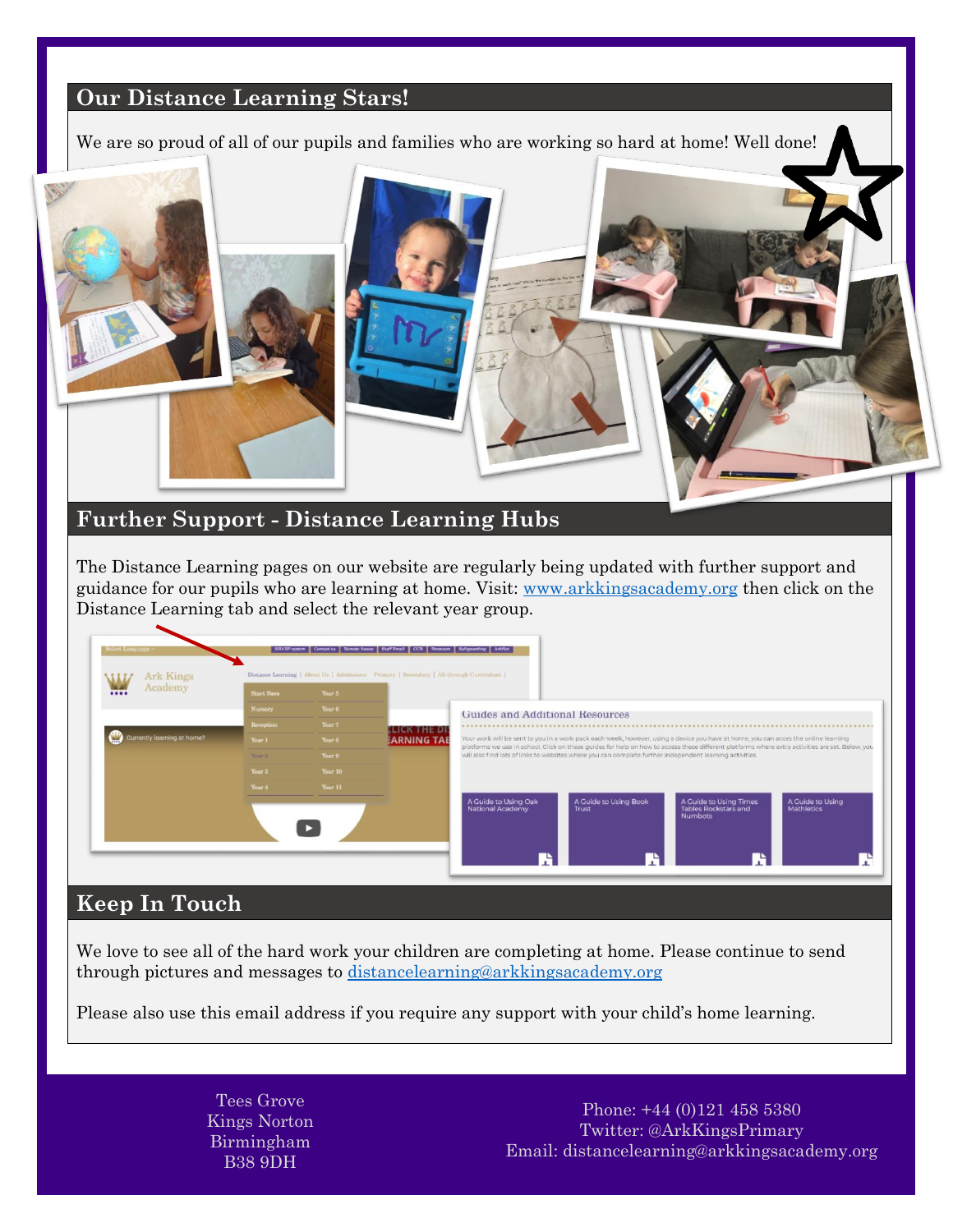## Our Distance Learning Stars!

We are so proud of all of our pupils and families who are working so hard at home! Well done!

## Further Support - Distance Learning Hubs

The Distance Learning pages on our website are regularly being updated with further support and guidance for our pupils who are learning at home. Visit: www.arkkingsacademy.org then click on the Distance Learning tab and select the relevant year group.

## Keep In Touch

We love to see all of the hard work your children are completing at home. Please continue to send through pictures and messages to distancelearning@arkkingsacademy.org

Please also use this email address if you require any support with your child's home learning.

Tees Grove
Kings Norton
Birmingham
B38 9DH

Phone: +44 (0)121 458 5380
Twitter: @ArkKingsPrimary
Email: distancelearning@arkkingsacademy.org